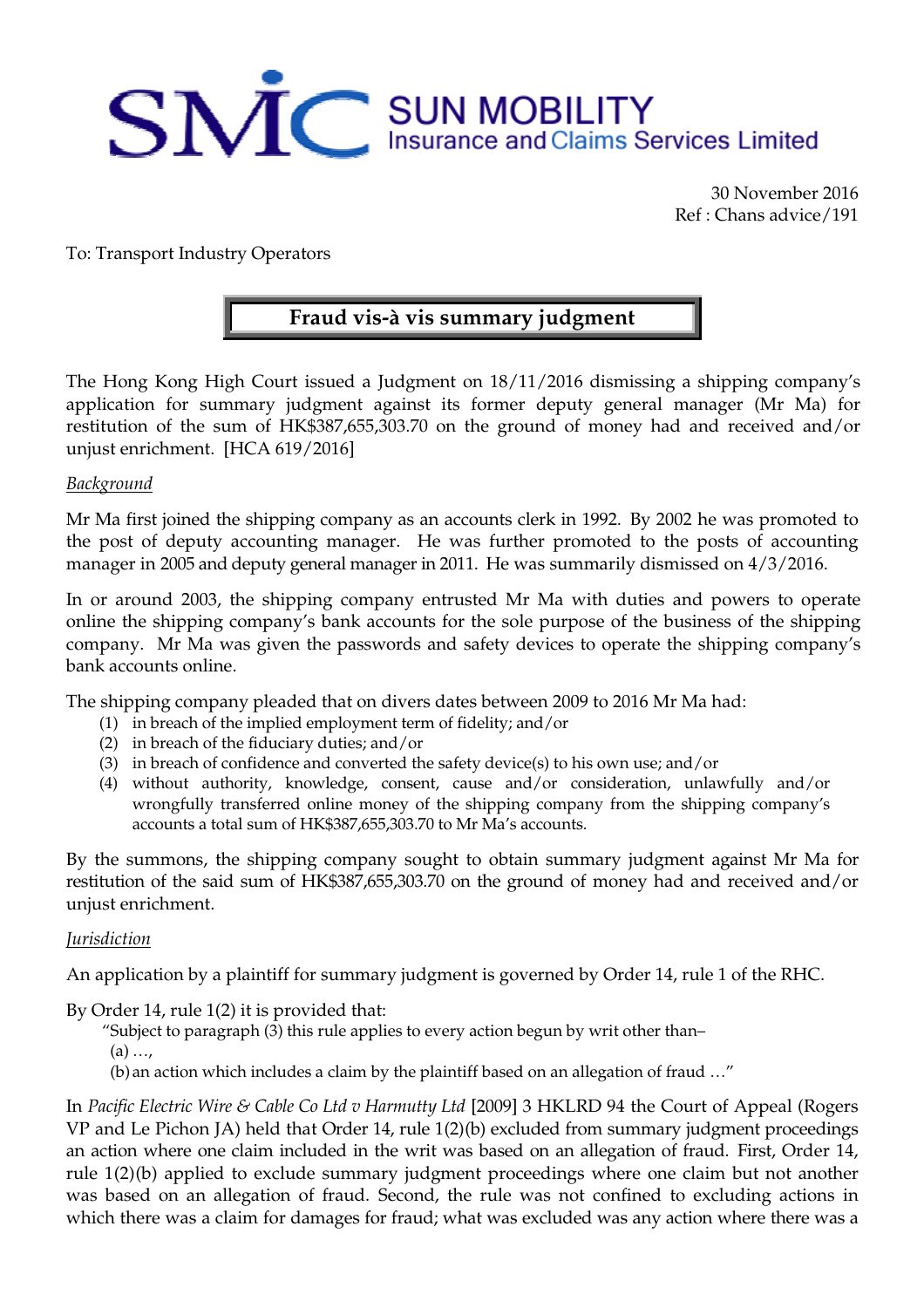# SMC SUN MOBILITY Insurance and Claims Services Limited

30 November 2016
Ref : Chans advice/191

To: Transport Industry Operators

## Fraud vis-à vis summary judgment

The Hong Kong High Court issued a Judgment on 18/11/2016 dismissing a shipping company's application for summary judgment against its former deputy general manager (Mr Ma) for restitution of the sum of HK$387,655,303.70 on the ground of money had and received and/or unjust enrichment. [HCA 619/2016]

*Background*

Mr Ma first joined the shipping company as an accounts clerk in 1992. By 2002 he was promoted to the post of deputy accounting manager. He was further promoted to the posts of accounting manager in 2005 and deputy general manager in 2011. He was summarily dismissed on 4/3/2016.

In or around 2003, the shipping company entrusted Mr Ma with duties and powers to operate online the shipping company's bank accounts for the sole purpose of the business of the shipping company. Mr Ma was given the passwords and safety devices to operate the shipping company's bank accounts online.

The shipping company pleaded that on divers dates between 2009 to 2016 Mr Ma had:

(1) in breach of the implied employment term of fidelity; and/or
(2) in breach of the fiduciary duties; and/or
(3) in breach of confidence and converted the safety device(s) to his own use; and/or
(4) without authority, knowledge, consent, cause and/or consideration, unlawfully and/or wrongfully transferred online money of the shipping company from the shipping company's accounts a total sum of HK$387,655,303.70 to Mr Ma's accounts.

By the summons, the shipping company sought to obtain summary judgment against Mr Ma for restitution of the said sum of HK$387,655,303.70 on the ground of money had and received and/or unjust enrichment.

*Jurisdiction*

An application by a plaintiff for summary judgment is governed by Order 14, rule 1 of the RHC.

By Order 14, rule 1(2) it is provided that:

> "Subject to paragraph (3) this rule applies to every action begun by writ other than–
> (a) …,
> (b) an action which includes a claim by the plaintiff based on an allegation of fraud …"

In *Pacific Electric Wire & Cable Co Ltd v Harmutty Ltd* [2009] 3 HKLRD 94 the Court of Appeal (Rogers VP and Le Pichon JA) held that Order 14, rule 1(2)(b) excluded from summary judgment proceedings an action where one claim included in the writ was based on an allegation of fraud. First, Order 14, rule 1(2)(b) applied to exclude summary judgment proceedings where one claim but not another was based on an allegation of fraud. Second, the rule was not confined to excluding actions in which there was a claim for damages for fraud; what was excluded was any action where there was a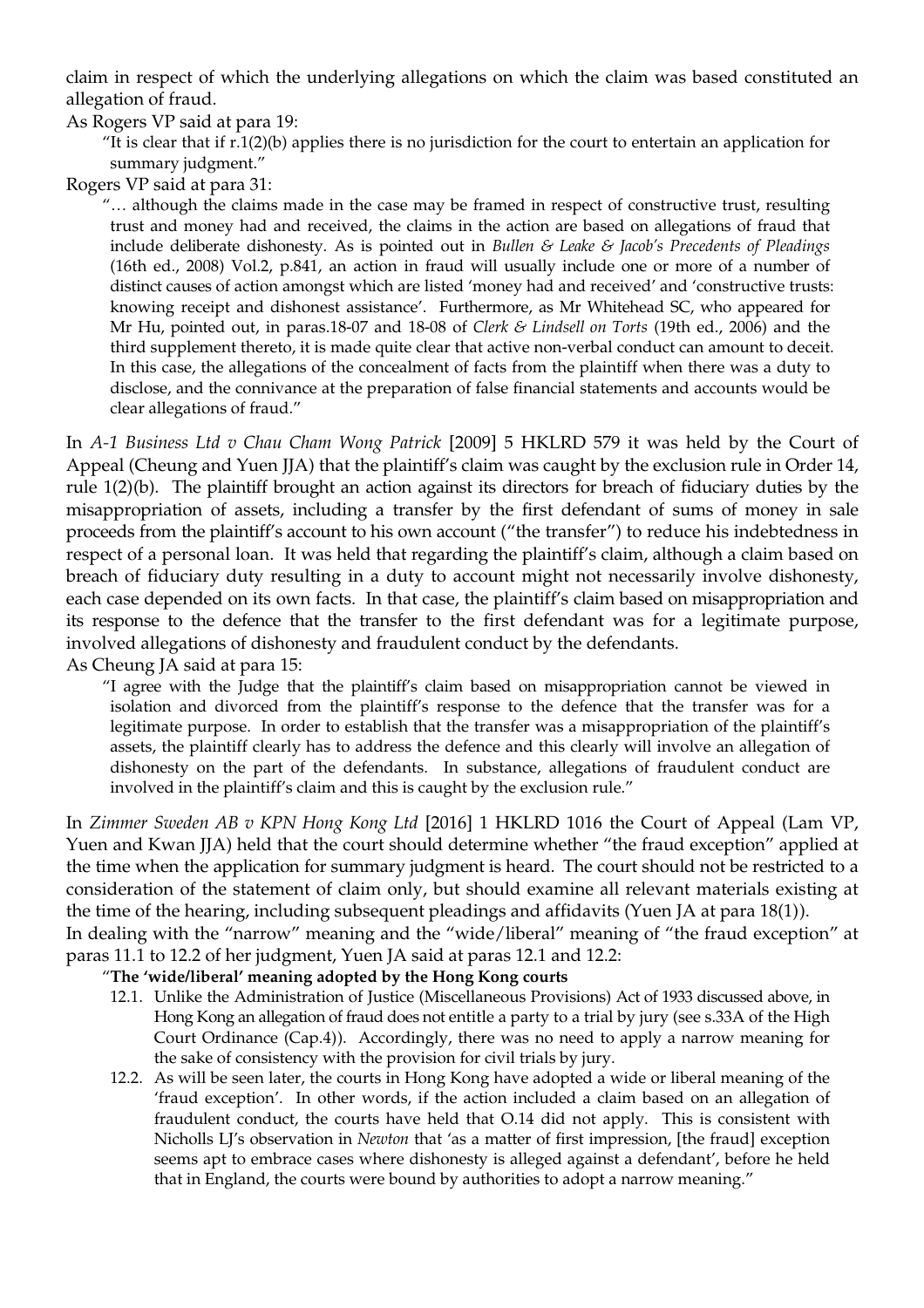claim in respect of which the underlying allegations on which the claim was based constituted an allegation of fraud.

As Rogers VP said at para 19:

> "It is clear that if r.1(2)(b) applies there is no jurisdiction for the court to entertain an application for summary judgment."

Rogers VP said at para 31:

> "… although the claims made in the case may be framed in respect of constructive trust, resulting trust and money had and received, the claims in the action are based on allegations of fraud that include deliberate dishonesty. As is pointed out in *Bullen & Leake & Jacob's Precedents of Pleadings* (16th ed., 2008) Vol.2, p.841, an action in fraud will usually include one or more of a number of distinct causes of action amongst which are listed 'money had and received' and 'constructive trusts: knowing receipt and dishonest assistance'. Furthermore, as Mr Whitehead SC, who appeared for Mr Hu, pointed out, in paras.18-07 and 18-08 of *Clerk & Lindsell on Torts* (19th ed., 2006) and the third supplement thereto, it is made quite clear that active non-verbal conduct can amount to deceit. In this case, the allegations of the concealment of facts from the plaintiff when there was a duty to disclose, and the connivance at the preparation of false financial statements and accounts would be clear allegations of fraud."

In *A-1 Business Ltd v Chau Cham Wong Patrick* [2009] 5 HKLRD 579 it was held by the Court of Appeal (Cheung and Yuen JJA) that the plaintiff's claim was caught by the exclusion rule in Order 14, rule 1(2)(b). The plaintiff brought an action against its directors for breach of fiduciary duties by the misappropriation of assets, including a transfer by the first defendant of sums of money in sale proceeds from the plaintiff's account to his own account ("the transfer") to reduce his indebtedness in respect of a personal loan. It was held that regarding the plaintiff's claim, although a claim based on breach of fiduciary duty resulting in a duty to account might not necessarily involve dishonesty, each case depended on its own facts. In that case, the plaintiff's claim based on misappropriation and its response to the defence that the transfer to the first defendant was for a legitimate purpose, involved allegations of dishonesty and fraudulent conduct by the defendants.

As Cheung JA said at para 15:

> "I agree with the Judge that the plaintiff's claim based on misappropriation cannot be viewed in isolation and divorced from the plaintiff's response to the defence that the transfer was for a legitimate purpose. In order to establish that the transfer was a misappropriation of the plaintiff's assets, the plaintiff clearly has to address the defence and this clearly will involve an allegation of dishonesty on the part of the defendants. In substance, allegations of fraudulent conduct are involved in the plaintiff's claim and this is caught by the exclusion rule."

In *Zimmer Sweden AB v KPN Hong Kong Ltd* [2016] 1 HKLRD 1016 the Court of Appeal (Lam VP, Yuen and Kwan JJA) held that the court should determine whether "the fraud exception" applied at the time when the application for summary judgment is heard. The court should not be restricted to a consideration of the statement of claim only, but should examine all relevant materials existing at the time of the hearing, including subsequent pleadings and affidavits (Yuen JA at para 18(1)).

In dealing with the "narrow" meaning and the "wide/liberal" meaning of "the fraud exception" at paras 11.1 to 12.2 of her judgment, Yuen JA said at paras 12.1 and 12.2:

> "**The 'wide/liberal' meaning adopted by the Hong Kong courts**
>
> 12.1. Unlike the Administration of Justice (Miscellaneous Provisions) Act of 1933 discussed above, in Hong Kong an allegation of fraud does not entitle a party to a trial by jury (see s.33A of the High Court Ordinance (Cap.4)). Accordingly, there was no need to apply a narrow meaning for the sake of consistency with the provision for civil trials by jury.
>
> 12.2. As will be seen later, the courts in Hong Kong have adopted a wide or liberal meaning of the 'fraud exception'. In other words, if the action included a claim based on an allegation of fraudulent conduct, the courts have held that O.14 did not apply. This is consistent with Nicholls LJ's observation in *Newton* that 'as a matter of first impression, [the fraud] exception seems apt to embrace cases where dishonesty is alleged against a defendant', before he held that in England, the courts were bound by authorities to adopt a narrow meaning."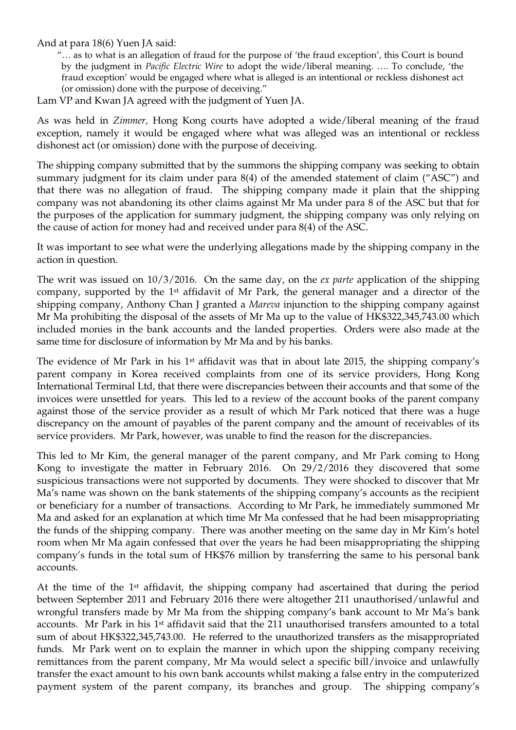And at para 18(6) Yuen JA said:

> "… as to what is an allegation of fraud for the purpose of 'the fraud exception', this Court is bound by the judgment in *Pacific Electric Wire* to adopt the wide/liberal meaning. …. To conclude, 'the fraud exception' would be engaged where what is alleged is an intentional or reckless dishonest act (or omission) done with the purpose of deceiving."

Lam VP and Kwan JA agreed with the judgment of Yuen JA.

As was held in *Zimmer,* Hong Kong courts have adopted a wide/liberal meaning of the fraud exception, namely it would be engaged where what was alleged was an intentional or reckless dishonest act (or omission) done with the purpose of deceiving.

The shipping company submitted that by the summons the shipping company was seeking to obtain summary judgment for its claim under para 8(4) of the amended statement of claim ("ASC") and that there was no allegation of fraud. The shipping company made it plain that the shipping company was not abandoning its other claims against Mr Ma under para 8 of the ASC but that for the purposes of the application for summary judgment, the shipping company was only relying on the cause of action for money had and received under para 8(4) of the ASC.

It was important to see what were the underlying allegations made by the shipping company in the action in question.

The writ was issued on 10/3/2016. On the same day, on the *ex parte* application of the shipping company, supported by the 1st affidavit of Mr Park, the general manager and a director of the shipping company, Anthony Chan J granted a *Mareva* injunction to the shipping company against Mr Ma prohibiting the disposal of the assets of Mr Ma up to the value of HK$322,345,743.00 which included monies in the bank accounts and the landed properties. Orders were also made at the same time for disclosure of information by Mr Ma and by his banks.

The evidence of Mr Park in his 1st affidavit was that in about late 2015, the shipping company's parent company in Korea received complaints from one of its service providers, Hong Kong International Terminal Ltd, that there were discrepancies between their accounts and that some of the invoices were unsettled for years. This led to a review of the account books of the parent company against those of the service provider as a result of which Mr Park noticed that there was a huge discrepancy on the amount of payables of the parent company and the amount of receivables of its service providers. Mr Park, however, was unable to find the reason for the discrepancies.

This led to Mr Kim, the general manager of the parent company, and Mr Park coming to Hong Kong to investigate the matter in February 2016. On 29/2/2016 they discovered that some suspicious transactions were not supported by documents. They were shocked to discover that Mr Ma's name was shown on the bank statements of the shipping company's accounts as the recipient or beneficiary for a number of transactions. According to Mr Park, he immediately summoned Mr Ma and asked for an explanation at which time Mr Ma confessed that he had been misappropriating the funds of the shipping company. There was another meeting on the same day in Mr Kim's hotel room when Mr Ma again confessed that over the years he had been misappropriating the shipping company's funds in the total sum of HK$76 million by transferring the same to his personal bank accounts.

At the time of the 1st affidavit, the shipping company had ascertained that during the period between September 2011 and February 2016 there were altogether 211 unauthorised/unlawful and wrongful transfers made by Mr Ma from the shipping company's bank account to Mr Ma's bank accounts. Mr Park in his 1st affidavit said that the 211 unauthorised transfers amounted to a total sum of about HK$322,345,743.00. He referred to the unauthorized transfers as the misappropriated funds. Mr Park went on to explain the manner in which upon the shipping company receiving remittances from the parent company, Mr Ma would select a specific bill/invoice and unlawfully transfer the exact amount to his own bank accounts whilst making a false entry in the computerized payment system of the parent company, its branches and group. The shipping company's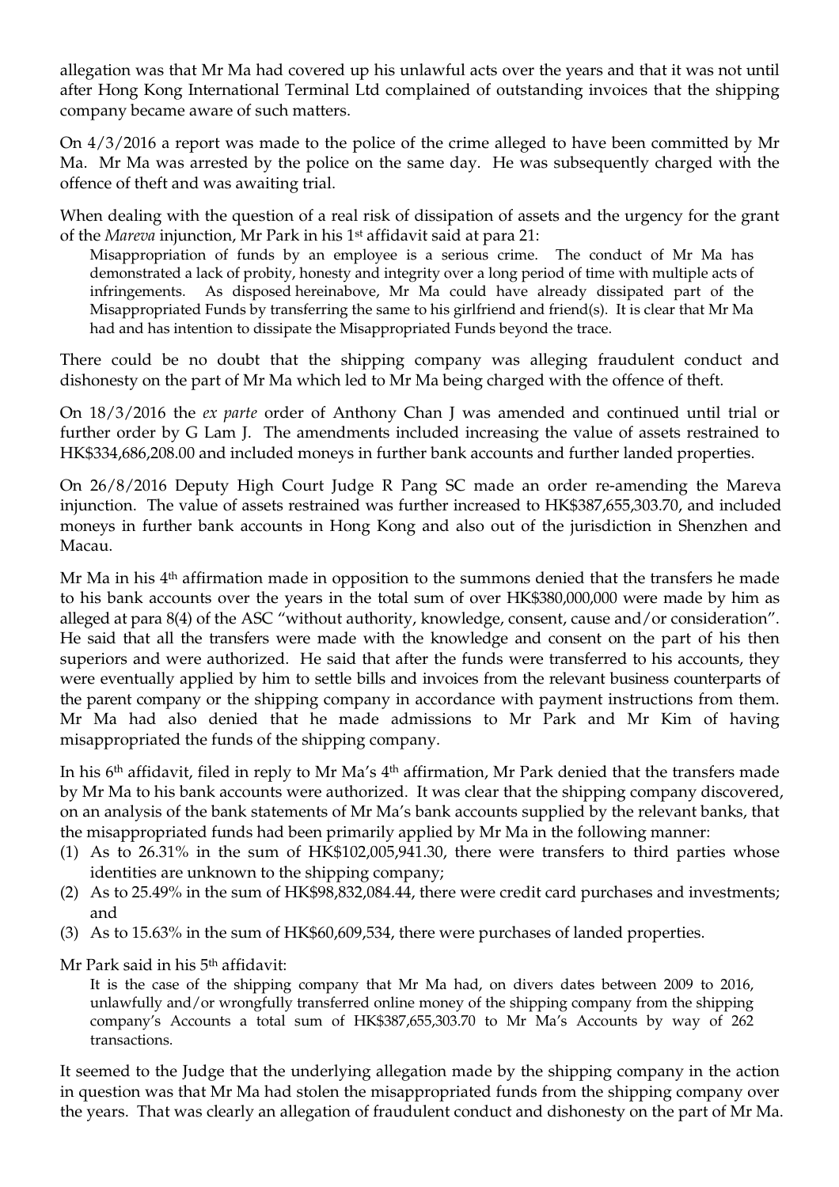allegation was that Mr Ma had covered up his unlawful acts over the years and that it was not until after Hong Kong International Terminal Ltd complained of outstanding invoices that the shipping company became aware of such matters.

On 4/3/2016 a report was made to the police of the crime alleged to have been committed by Mr Ma. Mr Ma was arrested by the police on the same day. He was subsequently charged with the offence of theft and was awaiting trial.

When dealing with the question of a real risk of dissipation of assets and the urgency for the grant of the *Mareva* injunction, Mr Park in his 1st affidavit said at para 21:

> Misappropriation of funds by an employee is a serious crime. The conduct of Mr Ma has demonstrated a lack of probity, honesty and integrity over a long period of time with multiple acts of infringements. As disposed hereinabove, Mr Ma could have already dissipated part of the Misappropriated Funds by transferring the same to his girlfriend and friend(s). It is clear that Mr Ma had and has intention to dissipate the Misappropriated Funds beyond the trace.

There could be no doubt that the shipping company was alleging fraudulent conduct and dishonesty on the part of Mr Ma which led to Mr Ma being charged with the offence of theft.

On 18/3/2016 the *ex parte* order of Anthony Chan J was amended and continued until trial or further order by G Lam J. The amendments included increasing the value of assets restrained to HK$334,686,208.00 and included moneys in further bank accounts and further landed properties.

On 26/8/2016 Deputy High Court Judge R Pang SC made an order re-amending the Mareva injunction. The value of assets restrained was further increased to HK$387,655,303.70, and included moneys in further bank accounts in Hong Kong and also out of the jurisdiction in Shenzhen and Macau.

Mr Ma in his 4th affirmation made in opposition to the summons denied that the transfers he made to his bank accounts over the years in the total sum of over HK$380,000,000 were made by him as alleged at para 8(4) of the ASC "without authority, knowledge, consent, cause and/or consideration". He said that all the transfers were made with the knowledge and consent on the part of his then superiors and were authorized. He said that after the funds were transferred to his accounts, they were eventually applied by him to settle bills and invoices from the relevant business counterparts of the parent company or the shipping company in accordance with payment instructions from them. Mr Ma had also denied that he made admissions to Mr Park and Mr Kim of having misappropriated the funds of the shipping company.

In his 6th affidavit, filed in reply to Mr Ma's 4th affirmation, Mr Park denied that the transfers made by Mr Ma to his bank accounts were authorized. It was clear that the shipping company discovered, on an analysis of the bank statements of Mr Ma's bank accounts supplied by the relevant banks, that the misappropriated funds had been primarily applied by Mr Ma in the following manner:

(1) As to 26.31% in the sum of HK$102,005,941.30, there were transfers to third parties whose identities are unknown to the shipping company;
(2) As to 25.49% in the sum of HK$98,832,084.44, there were credit card purchases and investments; and
(3) As to 15.63% in the sum of HK$60,609,534, there were purchases of landed properties.

Mr Park said in his 5th affidavit:

> It is the case of the shipping company that Mr Ma had, on divers dates between 2009 to 2016, unlawfully and/or wrongfully transferred online money of the shipping company from the shipping company's Accounts a total sum of HK$387,655,303.70 to Mr Ma's Accounts by way of 262 transactions.

It seemed to the Judge that the underlying allegation made by the shipping company in the action in question was that Mr Ma had stolen the misappropriated funds from the shipping company over the years. That was clearly an allegation of fraudulent conduct and dishonesty on the part of Mr Ma.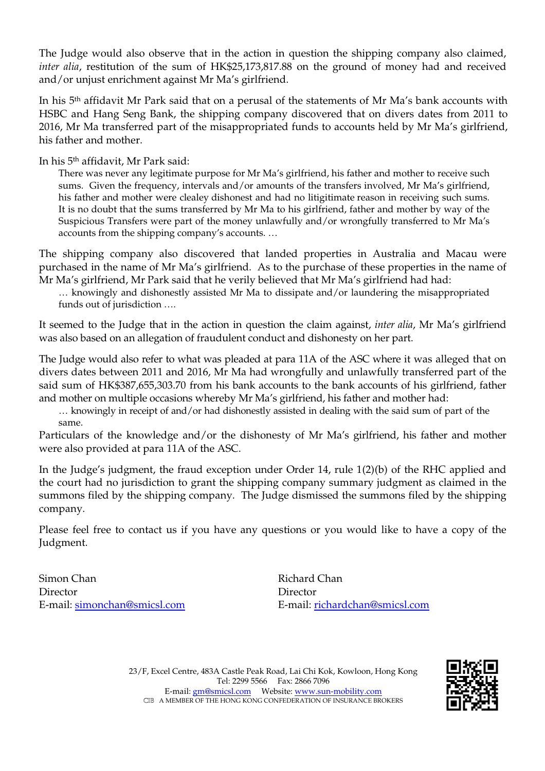The Judge would also observe that in the action in question the shipping company also claimed, *inter alia*, restitution of the sum of HK$25,173,817.88 on the ground of money had and received and/or unjust enrichment against Mr Ma's girlfriend.

In his 5th affidavit Mr Park said that on a perusal of the statements of Mr Ma's bank accounts with HSBC and Hang Seng Bank, the shipping company discovered that on divers dates from 2011 to 2016, Mr Ma transferred part of the misappropriated funds to accounts held by Mr Ma's girlfriend, his father and mother.

In his 5th affidavit, Mr Park said:

> There was never any legitimate purpose for Mr Ma's girlfriend, his father and mother to receive such sums. Given the frequency, intervals and/or amounts of the transfers involved, Mr Ma's girlfriend, his father and mother were clealey dishonest and had no litigitimate reason in receiving such sums. It is no doubt that the sums transferred by Mr Ma to his girlfriend, father and mother by way of the Suspicious Transfers were part of the money unlawfully and/or wrongfully transferred to Mr Ma's accounts from the shipping company's accounts. …

The shipping company also discovered that landed properties in Australia and Macau were purchased in the name of Mr Ma's girlfriend. As to the purchase of these properties in the name of Mr Ma's girlfriend, Mr Park said that he verily believed that Mr Ma's girlfriend had had:

> … knowingly and dishonestly assisted Mr Ma to dissipate and/or laundering the misappropriated funds out of jurisdiction ….

It seemed to the Judge that in the action in question the claim against, *inter alia*, Mr Ma's girlfriend was also based on an allegation of fraudulent conduct and dishonesty on her part.

The Judge would also refer to what was pleaded at para 11A of the ASC where it was alleged that on divers dates between 2011 and 2016, Mr Ma had wrongfully and unlawfully transferred part of the said sum of HK$387,655,303.70 from his bank accounts to the bank accounts of his girlfriend, father and mother on multiple occasions whereby Mr Ma's girlfriend, his father and mother had:

> … knowingly in receipt of and/or had dishonestly assisted in dealing with the said sum of part of the same.

Particulars of the knowledge and/or the dishonesty of Mr Ma's girlfriend, his father and mother were also provided at para 11A of the ASC.

In the Judge's judgment, the fraud exception under Order 14, rule 1(2)(b) of the RHC applied and the court had no jurisdiction to grant the shipping company summary judgment as claimed in the summons filed by the shipping company. The Judge dismissed the summons filed by the shipping company.

Please feel free to contact us if you have any questions or you would like to have a copy of the Judgment.

Simon Chan
Director
E-mail: simonchan@smicsl.com

Richard Chan
Director
E-mail: richardchan@smicsl.com

23/F, Excel Centre, 483A Castle Peak Road, Lai Chi Kok, Kowloon, Hong Kong
Tel: 2299 5566 Fax: 2866 7096
E-mail: gm@smicsl.com Website: www.sun-mobility.com
CIB A MEMBER OF THE HONG KONG CONFEDERATION OF INSURANCE BROKERS